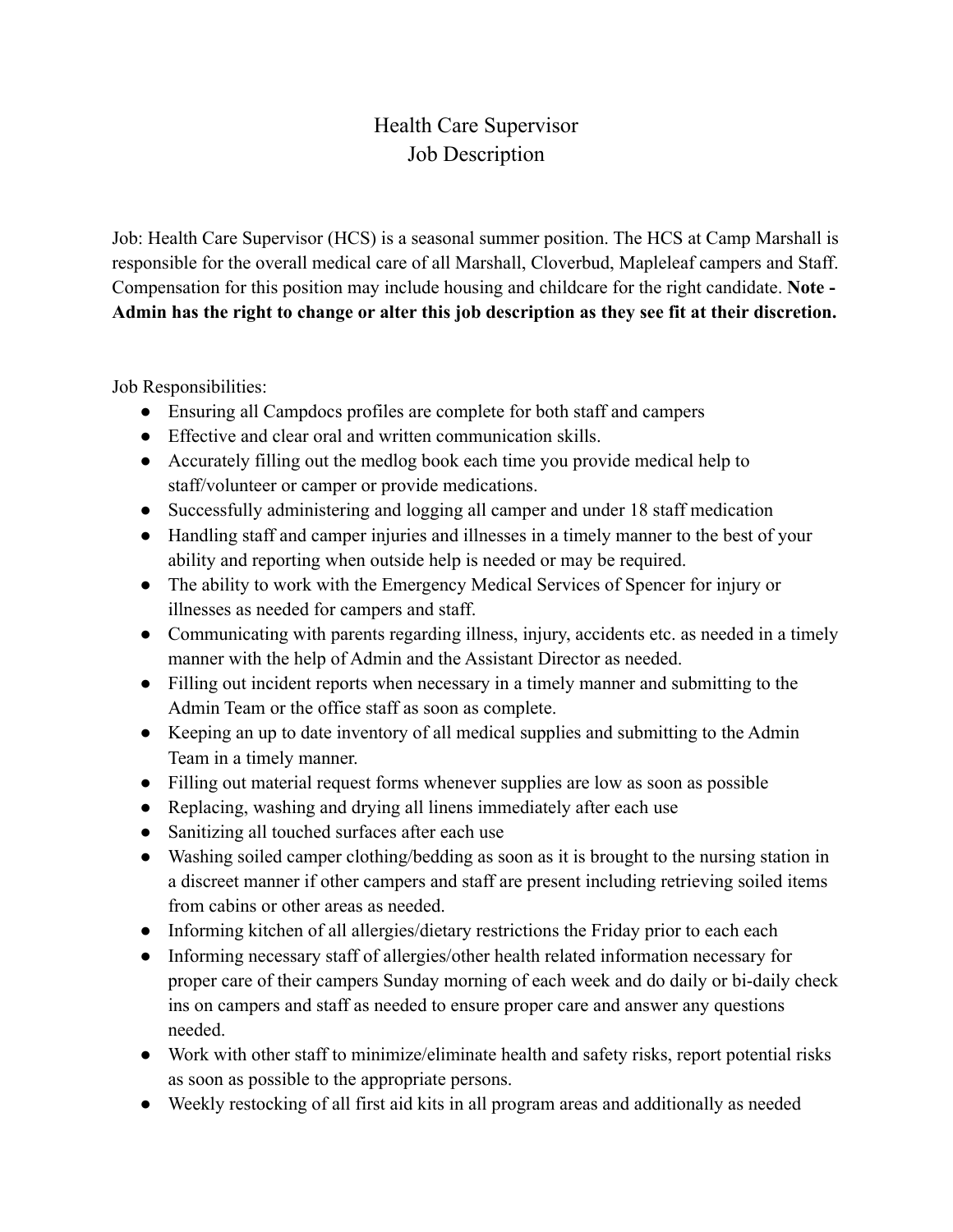# Health Care Supervisor
# Job Description

Job: Health Care Supervisor (HCS) is a seasonal summer position. The HCS at Camp Marshall is responsible for the overall medical care of all Marshall, Cloverbud, Mapleleaf campers and Staff. Compensation for this position may include housing and childcare for the right candidate. **Note - Admin has the right to change or alter this job description as they see fit at their discretion.**

Job Responsibilities:

- Ensuring all Campdocs profiles are complete for both staff and campers
- Effective and clear oral and written communication skills.
- Accurately filling out the medlog book each time you provide medical help to staff/volunteer or camper or provide medications.
- Successfully administering and logging all camper and under 18 staff medication
- Handling staff and camper injuries and illnesses in a timely manner to the best of your ability and reporting when outside help is needed or may be required.
- The ability to work with the Emergency Medical Services of Spencer for injury or illnesses as needed for campers and staff.
- Communicating with parents regarding illness, injury, accidents etc. as needed in a timely manner with the help of Admin and the Assistant Director as needed.
- Filling out incident reports when necessary in a timely manner and submitting to the Admin Team or the office staff as soon as complete.
- Keeping an up to date inventory of all medical supplies and submitting to the Admin Team in a timely manner.
- Filling out material request forms whenever supplies are low as soon as possible
- Replacing, washing and drying all linens immediately after each use
- Sanitizing all touched surfaces after each use
- Washing soiled camper clothing/bedding as soon as it is brought to the nursing station in a discreet manner if other campers and staff are present including retrieving soiled items from cabins or other areas as needed.
- Informing kitchen of all allergies/dietary restrictions the Friday prior to each each
- Informing necessary staff of allergies/other health related information necessary for proper care of their campers Sunday morning of each week and do daily or bi-daily check ins on campers and staff as needed to ensure proper care and answer any questions needed.
- Work with other staff to minimize/eliminate health and safety risks, report potential risks as soon as possible to the appropriate persons.
- Weekly restocking of all first aid kits in all program areas and additionally as needed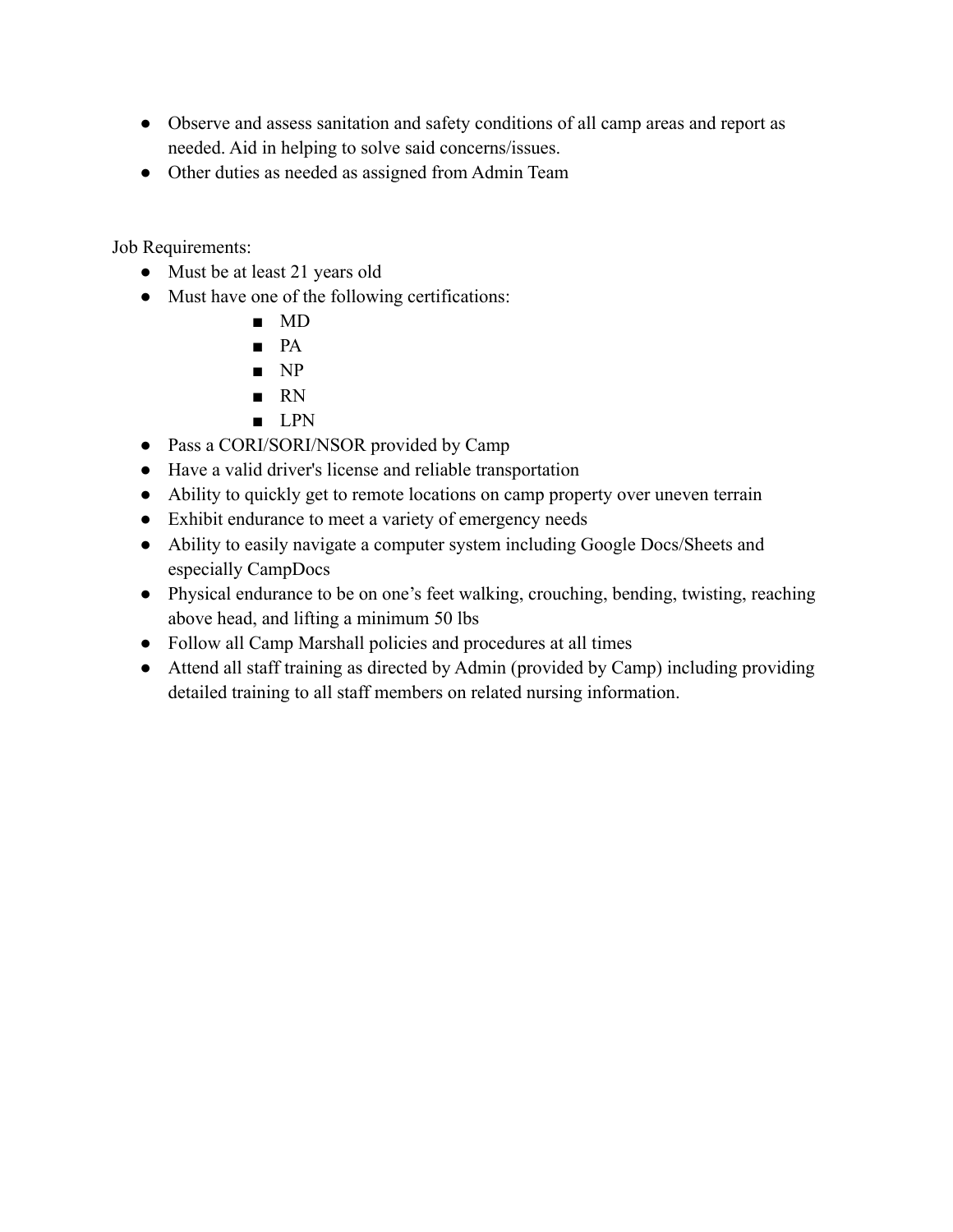- Observe and assess sanitation and safety conditions of all camp areas and report as needed. Aid in helping to solve said concerns/issues.
- Other duties as needed as assigned from Admin Team

Job Requirements:

- Must be at least 21 years old
- Must have one of the following certifications:
    - MD
    - PA
    - NP
    - RN
    - LPN
- Pass a CORI/SORI/NSOR provided by Camp
- Have a valid driver's license and reliable transportation
- Ability to quickly get to remote locations on camp property over uneven terrain
- Exhibit endurance to meet a variety of emergency needs
- Ability to easily navigate a computer system including Google Docs/Sheets and especially CampDocs
- Physical endurance to be on one's feet walking, crouching, bending, twisting, reaching above head, and lifting a minimum 50 lbs
- Follow all Camp Marshall policies and procedures at all times
- Attend all staff training as directed by Admin (provided by Camp) including providing detailed training to all staff members on related nursing information.